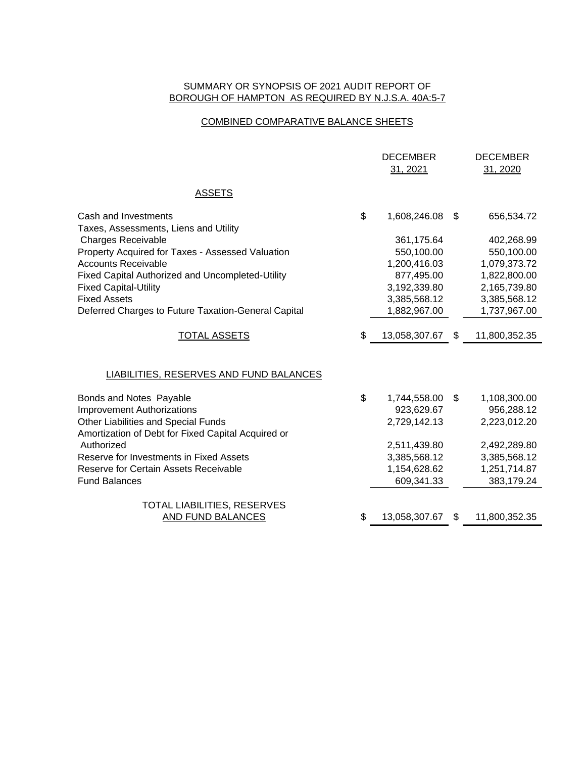SUMMARY OR SYNOPSIS OF 2021 AUDIT REPORT OF
BOROUGH OF HAMPTON AS REQUIRED BY N.J.S.A. 40A:5-7

COMBINED COMPARATIVE BALANCE SHEETS

| | DECEMBER 31, 2021 | DECEMBER 31, 2020 |
|---|---|---|
| **ASSETS** | | |
| Cash and Investments | $ 1,608,246.08 | $ 656,534.72 |
| Taxes, Assessments, Liens and Utility Charges Receivable | 361,175.64 | 402,268.99 |
| Property Acquired for Taxes - Assessed Valuation | 550,100.00 | 550,100.00 |
| Accounts Receivable | 1,200,416.03 | 1,079,373.72 |
| Fixed Capital Authorized and Uncompleted-Utility | 877,495.00 | 1,822,800.00 |
| Fixed Capital-Utility | 3,192,339.80 | 2,165,739.80 |
| Fixed Assets | 3,385,568.12 | 3,385,568.12 |
| Deferred Charges to Future Taxation-General Capital | 1,882,967.00 | 1,737,967.00 |
| TOTAL ASSETS | $ 13,058,307.67 | $ 11,800,352.35 |
| **LIABILITIES, RESERVES AND FUND BALANCES** | | |
| Bonds and Notes Payable | $ 1,744,558.00 | $ 1,108,300.00 |
| Improvement Authorizations | 923,629.67 | 956,288.12 |
| Other Liabilities and Special Funds | 2,729,142.13 | 2,223,012.20 |
| Amortization of Debt for Fixed Capital Acquired or Authorized | 2,511,439.80 | 2,492,289.80 |
| Reserve for Investments in Fixed Assets | 3,385,568.12 | 3,385,568.12 |
| Reserve for Certain Assets Receivable | 1,154,628.62 | 1,251,714.87 |
| Fund Balances | 609,341.33 | 383,179.24 |
| TOTAL LIABILITIES, RESERVES AND FUND BALANCES | $ 13,058,307.67 | $ 11,800,352.35 |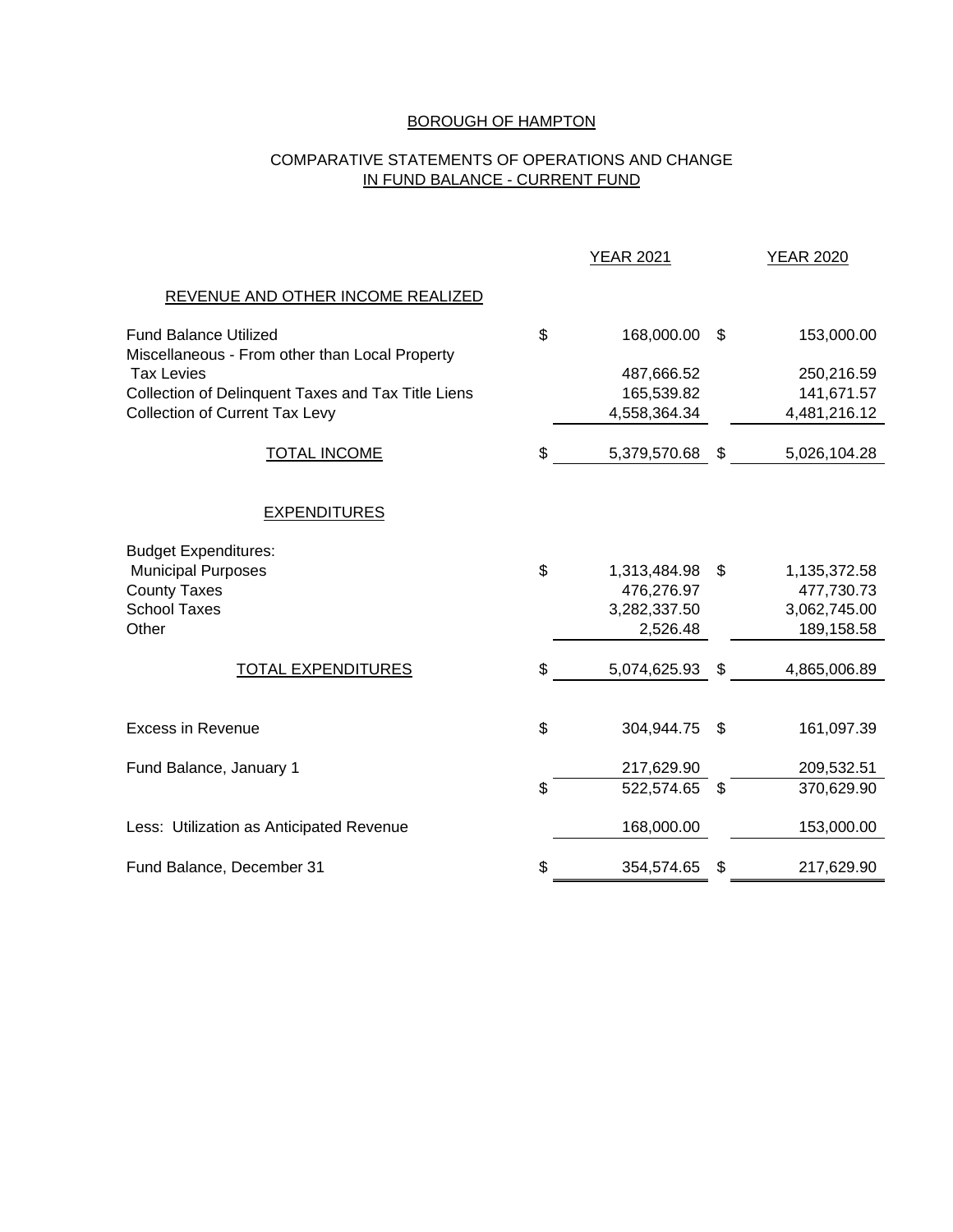## BOROUGH OF HAMPTON

### COMPARATIVE STATEMENTS OF OPERATIONS AND CHANGE IN FUND BALANCE - CURRENT FUND

| | YEAR 2021 | YEAR 2020 |
|---|---|---|
| **REVENUE AND OTHER INCOME REALIZED** | | |
| Fund Balance Utilized | $ 168,000.00 | $ 153,000.00 |
| Miscellaneous - From other than Local Property Tax Levies | 487,666.52 | 250,216.59 |
| Collection of Delinquent Taxes and Tax Title Liens | 165,539.82 | 141,671.57 |
| Collection of Current Tax Levy | 4,558,364.34 | 4,481,216.12 |
| TOTAL INCOME | $ 5,379,570.68 | $ 5,026,104.28 |
| **EXPENDITURES** | | |
| Budget Expenditures: | | |
| Municipal Purposes | $ 1,313,484.98 | $ 1,135,372.58 |
| County Taxes | 476,276.97 | 477,730.73 |
| School Taxes | 3,282,337.50 | 3,062,745.00 |
| Other | 2,526.48 | 189,158.58 |
| TOTAL EXPENDITURES | $ 5,074,625.93 | $ 4,865,006.89 |
| Excess in Revenue | $ 304,944.75 | $ 161,097.39 |
| Fund Balance, January 1 | 217,629.90 | 209,532.51 |
| | $ 522,574.65 | $ 370,629.90 |
| Less: Utilization as Anticipated Revenue | 168,000.00 | 153,000.00 |
| Fund Balance, December 31 | $ 354,574.65 | $ 217,629.90 |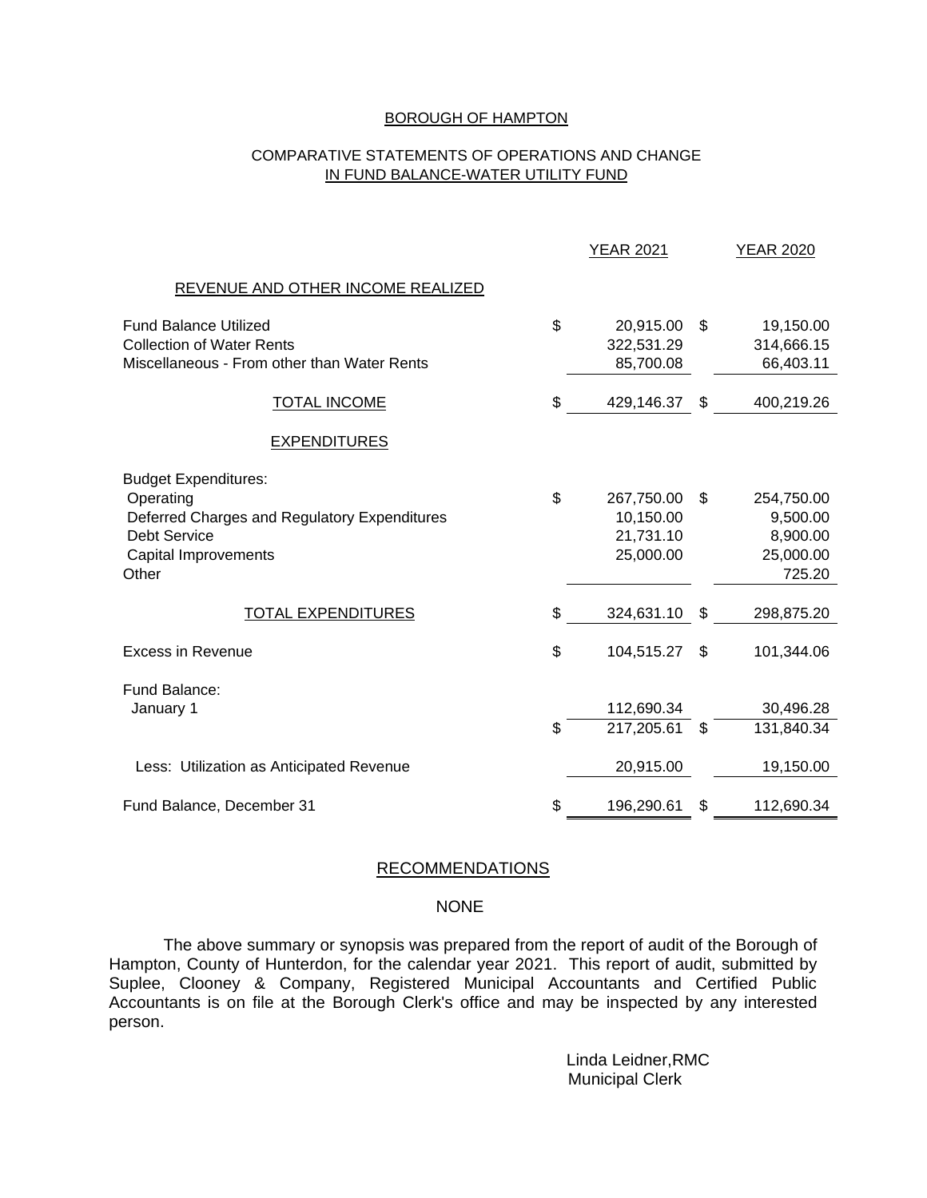BOROUGH OF HAMPTON

COMPARATIVE STATEMENTS OF OPERATIONS AND CHANGE IN FUND BALANCE-WATER UTILITY FUND

| | YEAR 2021 | YEAR 2020 |
|---|---|---|
| REVENUE AND OTHER INCOME REALIZED | | |
| Fund Balance Utilized | $ 20,915.00 | $ 19,150.00 |
| Collection of Water Rents | 322,531.29 | 314,666.15 |
| Miscellaneous - From other than Water Rents | 85,700.08 | 66,403.11 |
| TOTAL INCOME | $ 429,146.37 | $ 400,219.26 |
| EXPENDITURES | | |
| Budget Expenditures: | | |
| Operating | $ 267,750.00 | $ 254,750.00 |
| Deferred Charges and Regulatory Expenditures | 10,150.00 | 9,500.00 |
| Debt Service | 21,731.10 | 8,900.00 |
| Capital Improvements | 25,000.00 | 25,000.00 |
| Other | | 725.20 |
| TOTAL EXPENDITURES | $ 324,631.10 | $ 298,875.20 |
| Excess in Revenue | $ 104,515.27 | $ 101,344.06 |
| Fund Balance: | | |
| January 1 | 112,690.34 | 30,496.28 |
| | $ 217,205.61 | $ 131,840.34 |
| Less: Utilization as Anticipated Revenue | 20,915.00 | 19,150.00 |
| Fund Balance, December 31 | $ 196,290.61 | $ 112,690.34 |

RECOMMENDATIONS

NONE

The above summary or synopsis was prepared from the report of audit of the Borough of Hampton, County of Hunterdon, for the calendar year 2021. This report of audit, submitted by Suplee, Clooney & Company, Registered Municipal Accountants and Certified Public Accountants is on file at the Borough Clerk's office and may be inspected by any interested person.

Linda Leidner,RMC
Municipal Clerk